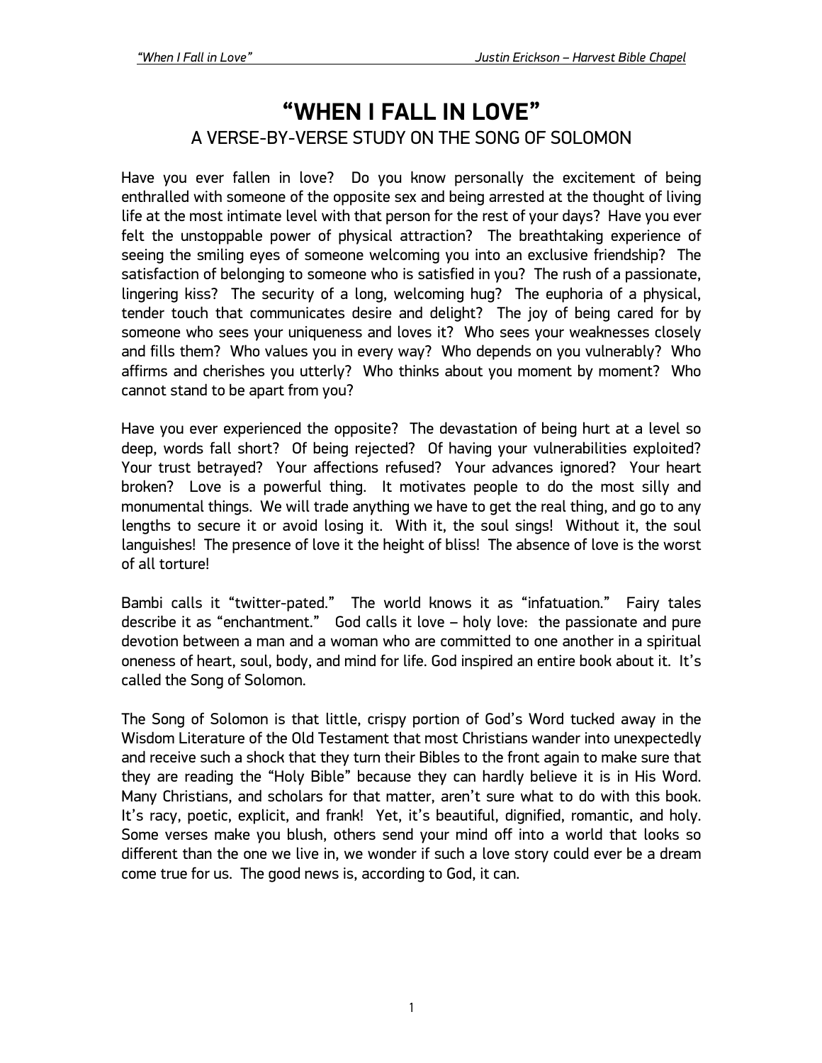# "WHEN I FALL IN LOVE"

## A VERSE-BY-VERSE STUDY ON THE SONG OF SOLOMON

Have you ever fallen in love? Do you know personally the excitement of being enthralled with someone of the opposite sex and being arrested at the thought of living life at the most intimate level with that person for the rest of your days? Have you ever felt the unstoppable power of physical attraction? The breathtaking experience of seeing the smiling eyes of someone welcoming you into an exclusive friendship? The satisfaction of belonging to someone who is satisfied in you? The rush of a passionate, lingering kiss? The security of a long, welcoming hug? The euphoria of a physical, tender touch that communicates desire and delight? The joy of being cared for by someone who sees your uniqueness and loves it? Who sees your weaknesses closely and fills them? Who values you in every way? Who depends on you vulnerably? Who affirms and cherishes you utterly? Who thinks about you moment by moment? Who cannot stand to be apart from you?

Have you ever experienced the opposite? The devastation of being hurt at a level so deep, words fall short? Of being rejected? Of having your vulnerabilities exploited? Your trust betrayed? Your affections refused? Your advances ignored? Your heart broken? Love is a powerful thing. It motivates people to do the most silly and monumental things. We will trade anything we have to get the real thing, and go to any lengths to secure it or avoid losing it. With it, the soul sings! Without it, the soul languishes! The presence of love it the height of bliss! The absence of love is the worst of all torture!

Bambi calls it "twitter-pated." The world knows it as "infatuation." Fairy tales describe it as "enchantment." God calls it love – holy love: the passionate and pure devotion between a man and a woman who are committed to one another in a spiritual oneness of heart, soul, body, and mind for life. God inspired an entire book about it. It's called the Song of Solomon.

The Song of Solomon is that little, crispy portion of God's Word tucked away in the Wisdom Literature of the Old Testament that most Christians wander into unexpectedly and receive such a shock that they turn their Bibles to the front again to make sure that they are reading the "Holy Bible" because they can hardly believe it is in His Word. Many Christians, and scholars for that matter, aren't sure what to do with this book. It's racy, poetic, explicit, and frank! Yet, it's beautiful, dignified, romantic, and holy. Some verses make you blush, others send your mind off into a world that looks so different than the one we live in, we wonder if such a love story could ever be a dream come true for us. The good news is, according to God, it can.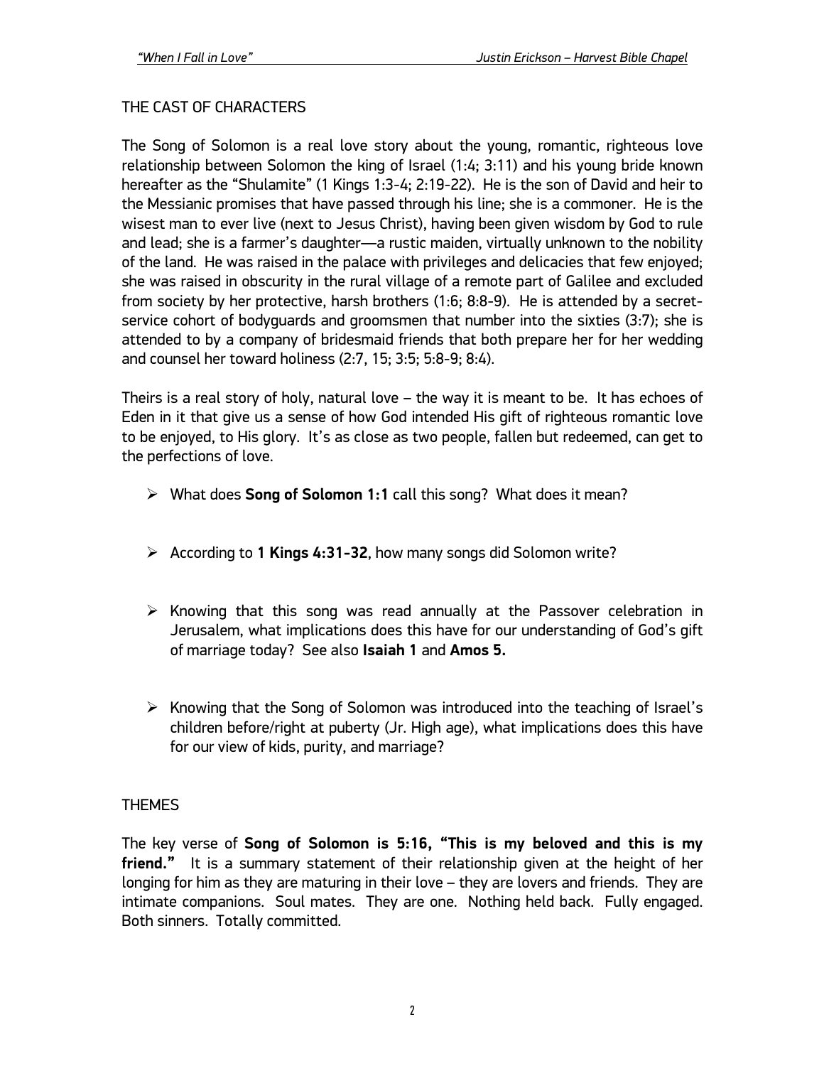## THE CAST OF CHARACTERS

The Song of Solomon is a real love story about the young, romantic, righteous love relationship between Solomon the king of Israel (1:4; 3:11) and his young bride known hereafter as the "Shulamite" (1 Kings 1:3-4; 2:19-22). He is the son of David and heir to the Messianic promises that have passed through his line; she is a commoner. He is the wisest man to ever live (next to Jesus Christ), having been given wisdom by God to rule and lead; she is a farmer's daughter—a rustic maiden, virtually unknown to the nobility of the land. He was raised in the palace with privileges and delicacies that few enjoyed; she was raised in obscurity in the rural village of a remote part of Galilee and excluded from society by her protective, harsh brothers (1:6; 8:8-9). He is attended by a secret-service cohort of bodyguards and groomsmen that number into the sixties (3:7); she is attended to by a company of bridesmaid friends that both prepare her for her wedding and counsel her toward holiness (2:7, 15; 3:5; 5:8-9; 8:4).

Theirs is a real story of holy, natural love – the way it is meant to be. It has echoes of Eden in it that give us a sense of how God intended His gift of righteous romantic love to be enjoyed, to His glory. It's as close as two people, fallen but redeemed, can get to the perfections of love.

- What does **Song of Solomon 1:1** call this song? What does it mean?

- According to **1 Kings 4:31-32**, how many songs did Solomon write?

- Knowing that this song was read annually at the Passover celebration in Jerusalem, what implications does this have for our understanding of God's gift of marriage today? See also **Isaiah 1** and **Amos 5.**

- Knowing that the Song of Solomon was introduced into the teaching of Israel's children before/right at puberty (Jr. High age), what implications does this have for our view of kids, purity, and marriage?

## THEMES

The key verse of **Song of Solomon is 5:16, "This is my beloved and this is my friend."** It is a summary statement of their relationship given at the height of her longing for him as they are maturing in their love – they are lovers and friends. They are intimate companions. Soul mates. They are one. Nothing held back. Fully engaged. Both sinners. Totally committed.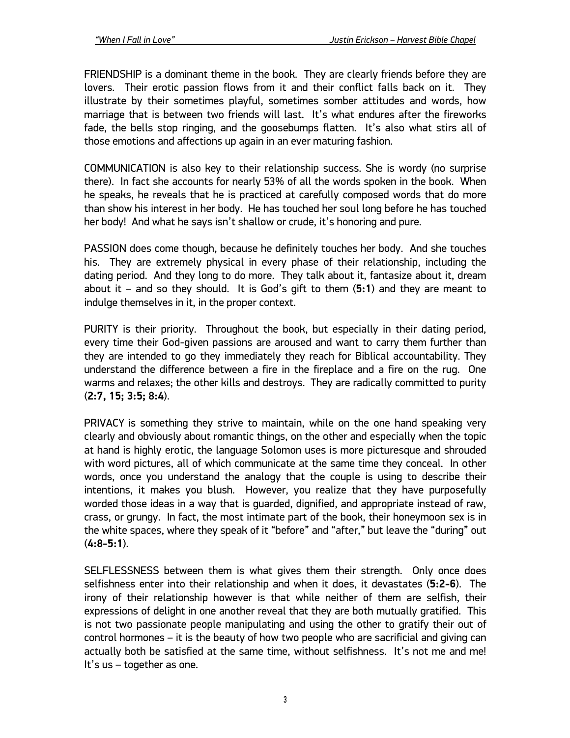FRIENDSHIP is a dominant theme in the book. They are clearly friends before they are lovers. Their erotic passion flows from it and their conflict falls back on it. They illustrate by their sometimes playful, sometimes somber attitudes and words, how marriage that is between two friends will last. It's what endures after the fireworks fade, the bells stop ringing, and the goosebumps flatten. It's also what stirs all of those emotions and affections up again in an ever maturing fashion.

COMMUNICATION is also key to their relationship success. She is wordy (no surprise there). In fact she accounts for nearly 53% of all the words spoken in the book. When he speaks, he reveals that he is practiced at carefully composed words that do more than show his interest in her body. He has touched her soul long before he has touched her body! And what he says isn't shallow or crude, it's honoring and pure.

PASSION does come though, because he definitely touches her body. And she touches his. They are extremely physical in every phase of their relationship, including the dating period. And they long to do more. They talk about it, fantasize about it, dream about it – and so they should. It is God's gift to them (**5:1**) and they are meant to indulge themselves in it, in the proper context.

PURITY is their priority. Throughout the book, but especially in their dating period, every time their God-given passions are aroused and want to carry them further than they are intended to go they immediately they reach for Biblical accountability. They understand the difference between a fire in the fireplace and a fire on the rug. One warms and relaxes; the other kills and destroys. They are radically committed to purity (**2:7, 15; 3:5; 8:4**).

PRIVACY is something they strive to maintain, while on the one hand speaking very clearly and obviously about romantic things, on the other and especially when the topic at hand is highly erotic, the language Solomon uses is more picturesque and shrouded with word pictures, all of which communicate at the same time they conceal. In other words, once you understand the analogy that the couple is using to describe their intentions, it makes you blush. However, you realize that they have purposefully worded those ideas in a way that is guarded, dignified, and appropriate instead of raw, crass, or grungy. In fact, the most intimate part of the book, their honeymoon sex is in the white spaces, where they speak of it "before" and "after," but leave the "during" out (**4:8-5:1**).

SELFLESSNESS between them is what gives them their strength. Only once does selfishness enter into their relationship and when it does, it devastates (**5:2-6**). The irony of their relationship however is that while neither of them are selfish, their expressions of delight in one another reveal that they are both mutually gratified. This is not two passionate people manipulating and using the other to gratify their out of control hormones – it is the beauty of how two people who are sacrificial and giving can actually both be satisfied at the same time, without selfishness. It's not me and me! It's us – together as one.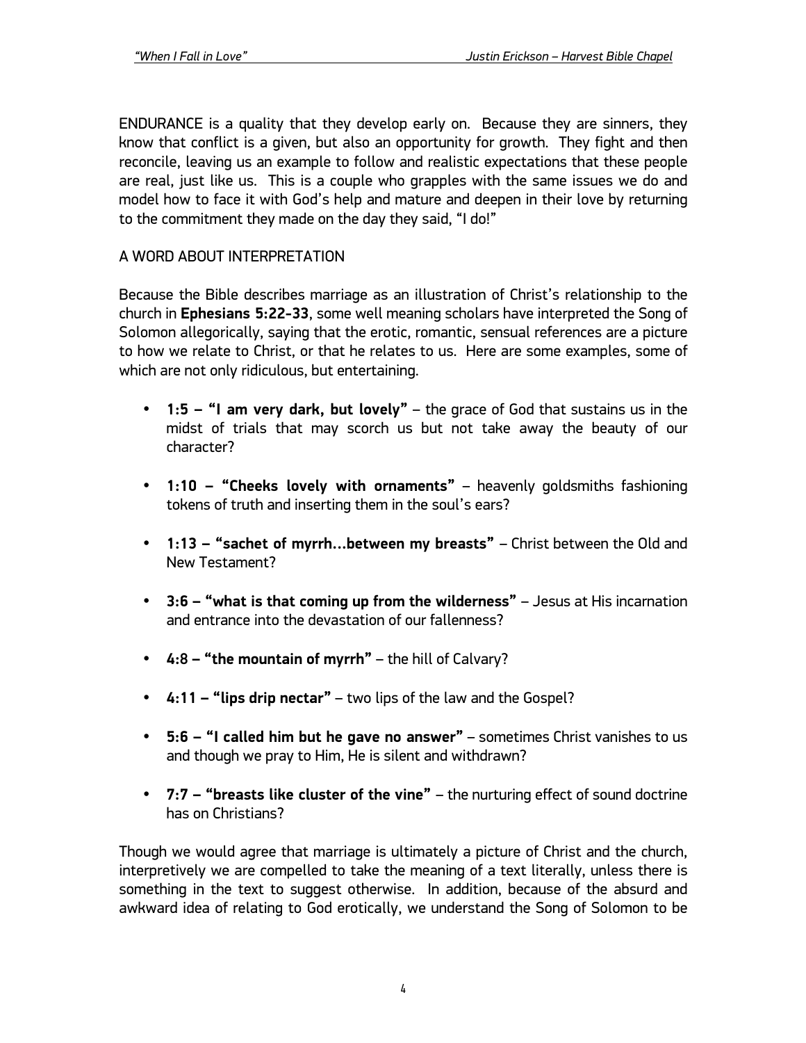ENDURANCE is a quality that they develop early on. Because they are sinners, they know that conflict is a given, but also an opportunity for growth. They fight and then reconcile, leaving us an example to follow and realistic expectations that these people are real, just like us. This is a couple who grapples with the same issues we do and model how to face it with God's help and mature and deepen in their love by returning to the commitment they made on the day they said, "I do!"

A WORD ABOUT INTERPRETATION

Because the Bible describes marriage as an illustration of Christ's relationship to the church in **Ephesians 5:22-33**, some well meaning scholars have interpreted the Song of Solomon allegorically, saying that the erotic, romantic, sensual references are a picture to how we relate to Christ, or that he relates to us. Here are some examples, some of which are not only ridiculous, but entertaining.

- **1:5 – "I am very dark, but lovely"** – the grace of God that sustains us in the midst of trials that may scorch us but not take away the beauty of our character?
- **1:10 – "Cheeks lovely with ornaments"** – heavenly goldsmiths fashioning tokens of truth and inserting them in the soul's ears?
- **1:13 – "sachet of myrrh…between my breasts"** – Christ between the Old and New Testament?
- **3:6 – "what is that coming up from the wilderness"** – Jesus at His incarnation and entrance into the devastation of our fallenness?
- **4:8 – "the mountain of myrrh"** – the hill of Calvary?
- **4:11 – "lips drip nectar"** – two lips of the law and the Gospel?
- **5:6 – "I called him but he gave no answer"** – sometimes Christ vanishes to us and though we pray to Him, He is silent and withdrawn?
- **7:7 – "breasts like cluster of the vine"** – the nurturing effect of sound doctrine has on Christians?

Though we would agree that marriage is ultimately a picture of Christ and the church, interpretively we are compelled to take the meaning of a text literally, unless there is something in the text to suggest otherwise. In addition, because of the absurd and awkward idea of relating to God erotically, we understand the Song of Solomon to be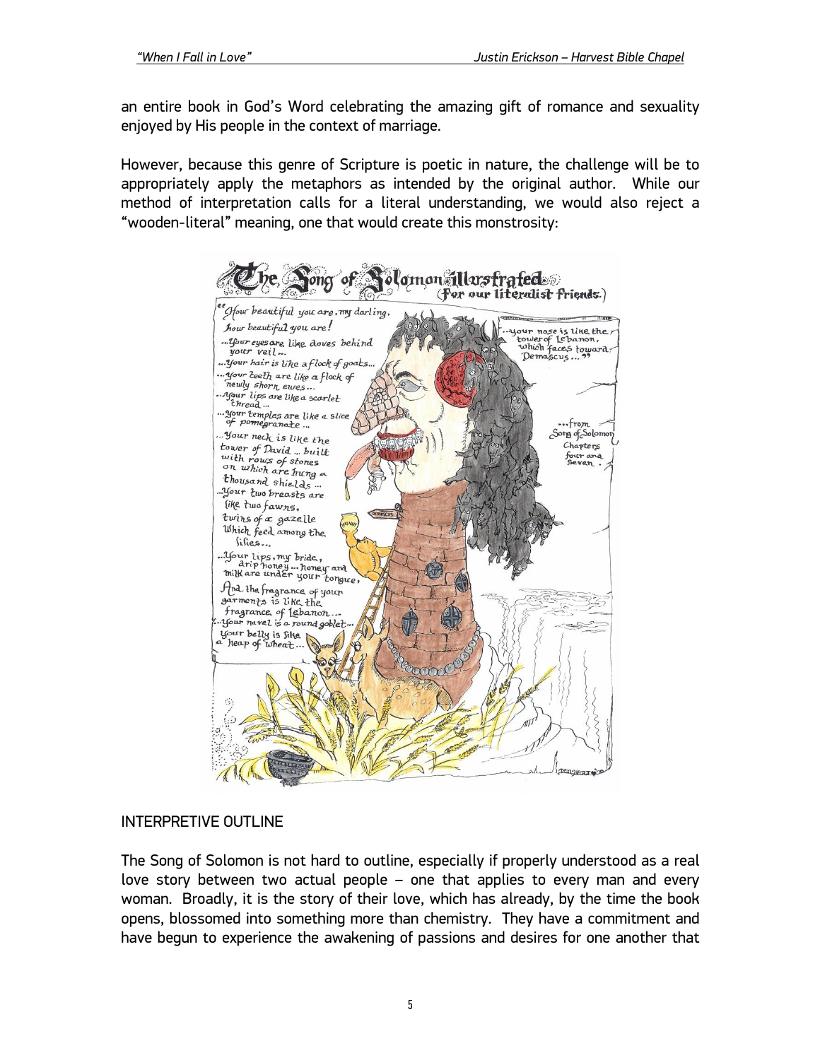an entire book in God's Word celebrating the amazing gift of romance and sexuality enjoyed by His people in the context of marriage.

However, because this genre of Scripture is poetic in nature, the challenge will be to appropriately apply the metaphors as intended by the original author. While our method of interpretation calls for a literal understanding, we would also reject a "wooden-literal" meaning, one that would create this monstrosity:

## INTERPRETIVE OUTLINE

The Song of Solomon is not hard to outline, especially if properly understood as a real love story between two actual people – one that applies to every man and every woman. Broadly, it is the story of their love, which has already, by the time the book opens, blossomed into something more than chemistry. They have a commitment and have begun to experience the awakening of passions and desires for one another that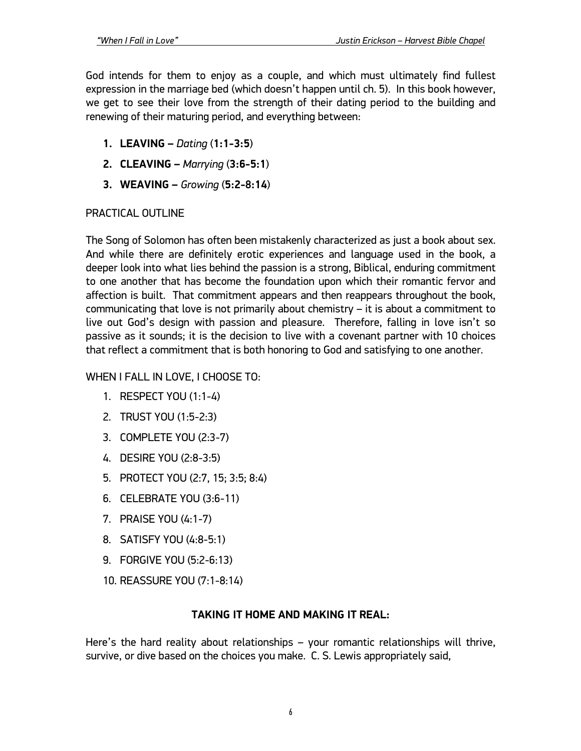God intends for them to enjoy as a couple, and which must ultimately find fullest expression in the marriage bed (which doesn't happen until ch. 5). In this book however, we get to see their love from the strength of their dating period to the building and renewing of their maturing period, and everything between:

1. **LEAVING –** *Dating* (**1:1-3:5**)
2. **CLEAVING –** *Marrying* (**3:6-5:1**)
3. **WEAVING –** *Growing* (**5:2-8:14**)

PRACTICAL OUTLINE

The Song of Solomon has often been mistakenly characterized as just a book about sex. And while there are definitely erotic experiences and language used in the book, a deeper look into what lies behind the passion is a strong, Biblical, enduring commitment to one another that has become the foundation upon which their romantic fervor and affection is built. That commitment appears and then reappears throughout the book, communicating that love is not primarily about chemistry – it is about a commitment to live out God's design with passion and pleasure. Therefore, falling in love isn't so passive as it sounds; it is the decision to live with a covenant partner with 10 choices that reflect a commitment that is both honoring to God and satisfying to one another.

WHEN I FALL IN LOVE, I CHOOSE TO:

1. RESPECT YOU (1:1-4)
2. TRUST YOU (1:5-2:3)
3. COMPLETE YOU (2:3-7)
4. DESIRE YOU (2:8-3:5)
5. PROTECT YOU (2:7, 15; 3:5; 8:4)
6. CELEBRATE YOU (3:6-11)
7. PRAISE YOU (4:1-7)
8. SATISFY YOU (4:8-5:1)
9. FORGIVE YOU (5:2-6:13)
10. REASSURE YOU (7:1-8:14)

**TAKING IT HOME AND MAKING IT REAL:**

Here's the hard reality about relationships – your romantic relationships will thrive, survive, or dive based on the choices you make. C. S. Lewis appropriately said,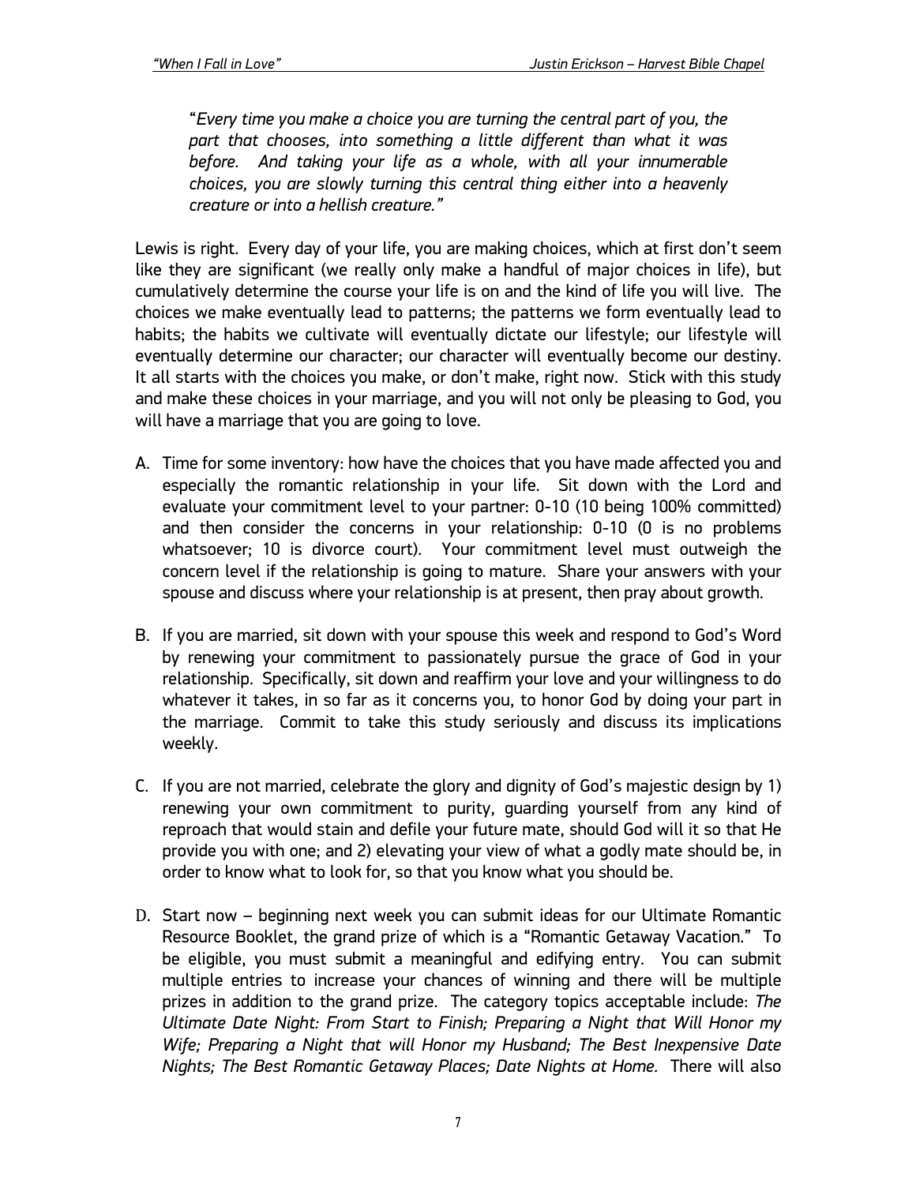*"Every time you make a choice you are turning the central part of you, the part that chooses, into something a little different than what it was before. And taking your life as a whole, with all your innumerable choices, you are slowly turning this central thing either into a heavenly creature or into a hellish creature."*

Lewis is right. Every day of your life, you are making choices, which at first don't seem like they are significant (we really only make a handful of major choices in life), but cumulatively determine the course your life is on and the kind of life you will live. The choices we make eventually lead to patterns; the patterns we form eventually lead to habits; the habits we cultivate will eventually dictate our lifestyle; our lifestyle will eventually determine our character; our character will eventually become our destiny. It all starts with the choices you make, or don't make, right now. Stick with this study and make these choices in your marriage, and you will not only be pleasing to God, you will have a marriage that you are going to love.

A. Time for some inventory: how have the choices that you have made affected you and especially the romantic relationship in your life. Sit down with the Lord and evaluate your commitment level to your partner: 0-10 (10 being 100% committed) and then consider the concerns in your relationship: 0-10 (0 is no problems whatsoever; 10 is divorce court). Your commitment level must outweigh the concern level if the relationship is going to mature. Share your answers with your spouse and discuss where your relationship is at present, then pray about growth.

B. If you are married, sit down with your spouse this week and respond to God's Word by renewing your commitment to passionately pursue the grace of God in your relationship. Specifically, sit down and reaffirm your love and your willingness to do whatever it takes, in so far as it concerns you, to honor God by doing your part in the marriage. Commit to take this study seriously and discuss its implications weekly.

C. If you are not married, celebrate the glory and dignity of God's majestic design by 1) renewing your own commitment to purity, guarding yourself from any kind of reproach that would stain and defile your future mate, should God will it so that He provide you with one; and 2) elevating your view of what a godly mate should be, in order to know what to look for, so that you know what you should be.

D. Start now – beginning next week you can submit ideas for our Ultimate Romantic Resource Booklet, the grand prize of which is a "Romantic Getaway Vacation." To be eligible, you must submit a meaningful and edifying entry. You can submit multiple entries to increase your chances of winning and there will be multiple prizes in addition to the grand prize. The category topics acceptable include: *The Ultimate Date Night: From Start to Finish; Preparing a Night that Will Honor my Wife; Preparing a Night that will Honor my Husband; The Best Inexpensive Date Nights; The Best Romantic Getaway Places; Date Nights at Home.* There will also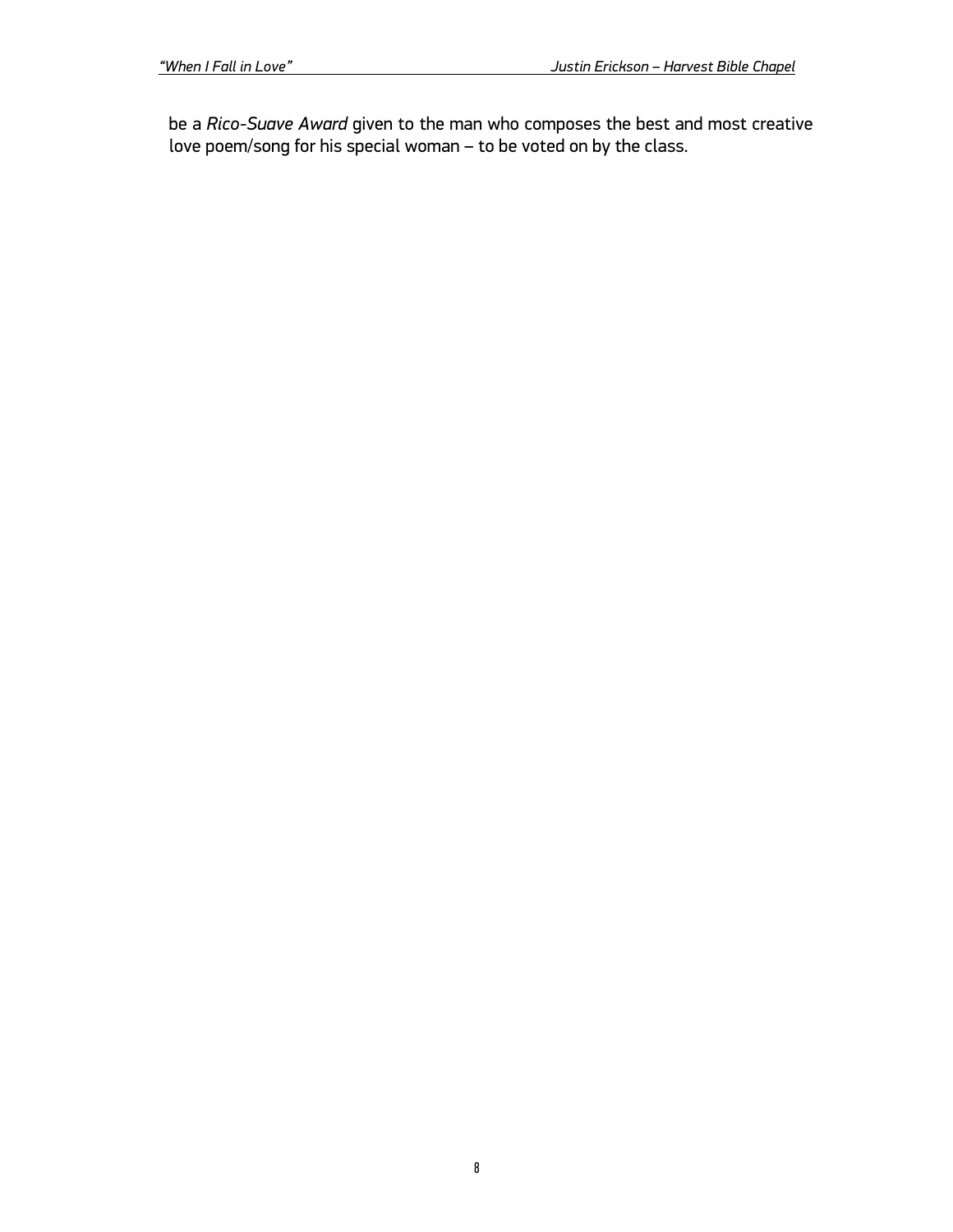be a *Rico-Suave Award* given to the man who composes the best and most creative love poem/song for his special woman – to be voted on by the class.